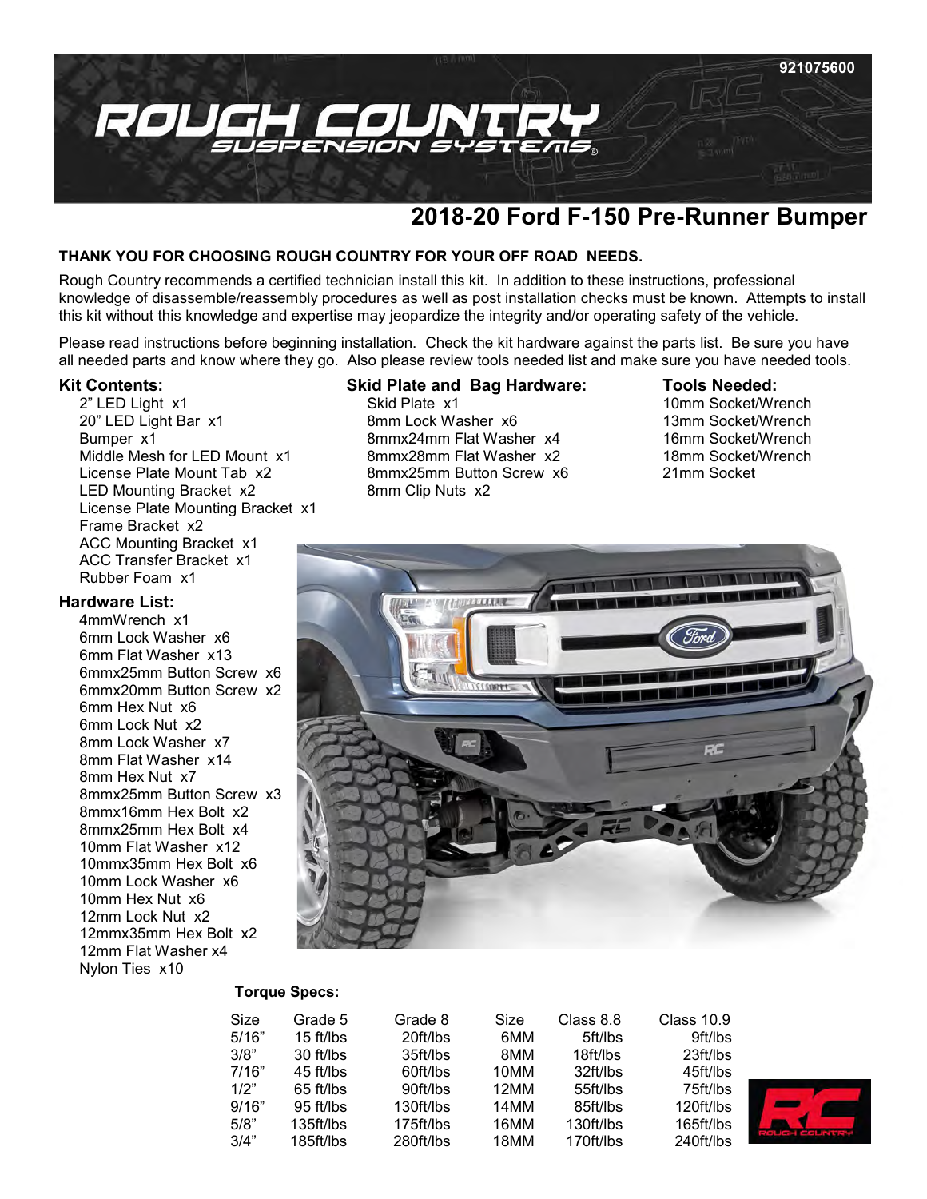921075600

# 2018-20 Ford F-150 Pre-Runner Bumper

**THANK YOU FOR CHOOSING ROUGH COUNTRY FOR YOUR OFF ROAD NEEDS.**

Rough Country recommends a certified technician install this kit. In addition to these instructions, professional knowledge of disassemble/reassembly procedures as well as post installation checks must be known. Attempts to install this kit without this knowledge and expertise may jeopardize the integrity and/or operating safety of the vehicle.

Please read instructions before beginning installation. Check the kit hardware against the parts list. Be sure you have all needed parts and know where they go. Also please review tools needed list and make sure you have needed tools.

### Kit Contents:
- 2" LED Light x1
- 20" LED Light Bar x1
- Bumper x1
- Middle Mesh for LED Mount x1
- License Plate Mount Tab x2
- LED Mounting Bracket x2
- License Plate Mounting Bracket x1
- Frame Bracket x2
- ACC Mounting Bracket x1
- ACC Transfer Bracket x1
- Rubber Foam x1

### Hardware List:
- 4mmWrench x1
- 6mm Lock Washer x6
- 6mm Flat Washer x13
- 6mmx25mm Button Screw x6
- 6mmx20mm Button Screw x2
- 6mm Hex Nut x6
- 6mm Lock Nut x2
- 8mm Lock Washer x7
- 8mm Flat Washer x14
- 8mm Hex Nut x7
- 8mmx25mm Button Screw x3
- 8mmx16mm Hex Bolt x2
- 8mmx25mm Hex Bolt x4
- 10mm Flat Washer x12
- 10mmx35mm Hex Bolt x6
- 10mm Lock Washer x6
- 10mm Hex Nut x6
- 12mm Lock Nut x2
- 12mmx35mm Hex Bolt x2
- 12mm Flat Washer x4
- Nylon Ties x10

### Skid Plate and Bag Hardware:
- Skid Plate x1
- 8mm Lock Washer x6
- 8mmx24mm Flat Washer x4
- 8mmx28mm Flat Washer x2
- 8mmx25mm Button Screw x6
- 8mm Clip Nuts x2

### Tools Needed:
- 10mm Socket/Wrench
- 13mm Socket/Wrench
- 16mm Socket/Wrench
- 18mm Socket/Wrench
- 21mm Socket

**Torque Specs:**

| Size | Grade 5 | Grade 8 | Size | Class 8.8 | Class 10.9 |
|---|---|---|---|---|---|
| 5/16" | 15 ft/lbs | 20ft/lbs | 6MM | 5ft/lbs | 9ft/lbs |
| 3/8" | 30 ft/lbs | 35ft/lbs | 8MM | 18ft/lbs | 23ft/lbs |
| 7/16" | 45 ft/lbs | 60ft/lbs | 10MM | 32ft/lbs | 45ft/lbs |
| 1/2" | 65 ft/lbs | 90ft/lbs | 12MM | 55ft/lbs | 75ft/lbs |
| 9/16" | 95 ft/lbs | 130ft/lbs | 14MM | 85ft/lbs | 120ft/lbs |
| 5/8" | 135ft/lbs | 175ft/lbs | 16MM | 130ft/lbs | 165ft/lbs |
| 3/4" | 185ft/lbs | 280ft/lbs | 18MM | 170ft/lbs | 240ft/lbs |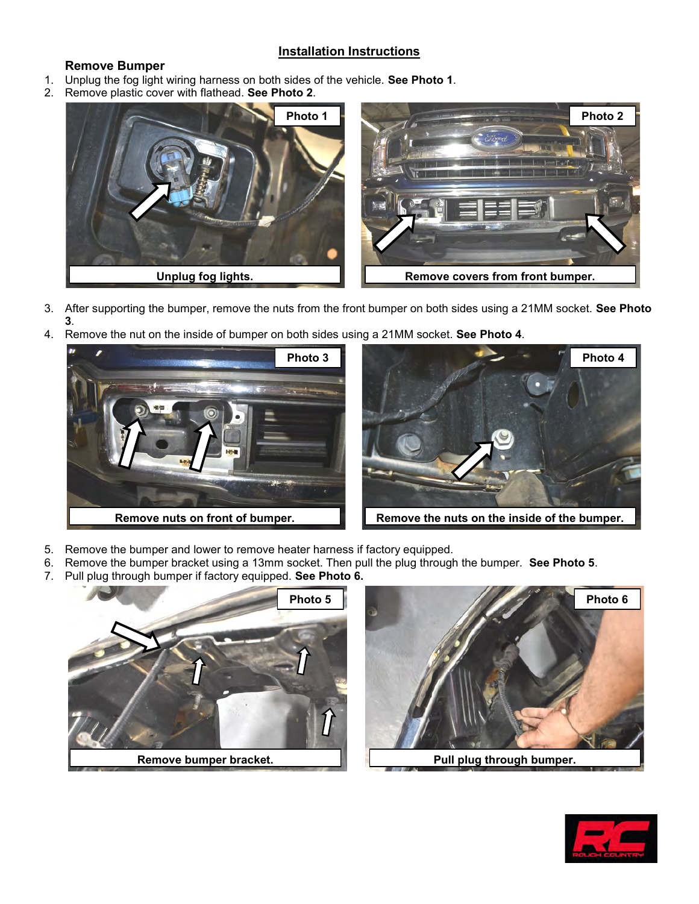## Installation Instructions

### Remove Bumper

1. Unplug the fog light wiring harness on both sides of the vehicle. **See Photo 1**.
2. Remove plastic cover with flathead. **See Photo 2**.

Photo 1

Unplug fog lights.

Photo 2

Remove covers from front bumper.

3. After supporting the bumper, remove the nuts from the front bumper on both sides using a 21MM socket. **See Photo 3**.
4. Remove the nut on the inside of bumper on both sides using a 21MM socket. **See Photo 4**.

Photo 3

Remove nuts on front of bumper.

Photo 4

Remove the nuts on the inside of the bumper.

5. Remove the bumper and lower to remove heater harness if factory equipped.
6. Remove the bumper bracket using a 13mm socket. Then pull the plug through the bumper. **See Photo 5**.
7. Pull plug through bumper if factory equipped. **See Photo 6.**

Photo 5

Remove bumper bracket.

Photo 6

Pull plug through bumper.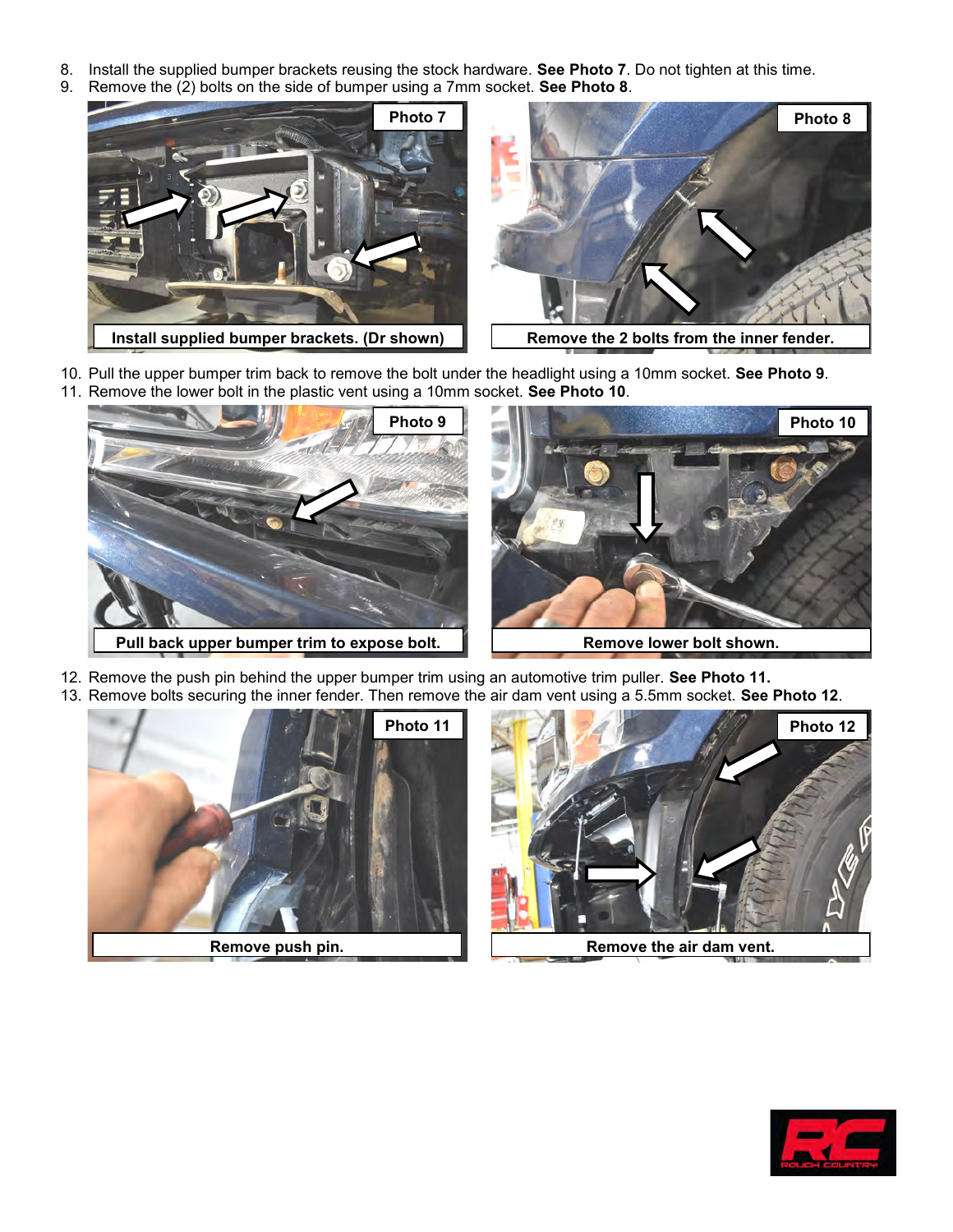8. Install the supplied bumper brackets reusing the stock hardware. **See Photo 7**. Do not tighten at this time.
9. Remove the (2) bolts on the side of bumper using a 7mm socket. **See Photo 8**.

**Photo 7**

**Install supplied bumper brackets. (Dr shown)**

**Photo 8**

**Remove the 2 bolts from the inner fender.**

10. Pull the upper bumper trim back to remove the bolt under the headlight using a 10mm socket. **See Photo 9**.
11. Remove the lower bolt in the plastic vent using a 10mm socket. **See Photo 10**.

**Photo 9**

**Pull back upper bumper trim to expose bolt.**

**Photo 10**

**Remove lower bolt shown.**

12. Remove the push pin behind the upper bumper trim using an automotive trim puller. **See Photo 11.**
13. Remove bolts securing the inner fender. Then remove the air dam vent using a 5.5mm socket. **See Photo 12**.

**Photo 11**

**Remove push pin.**

**Photo 12**

**Remove the air dam vent.**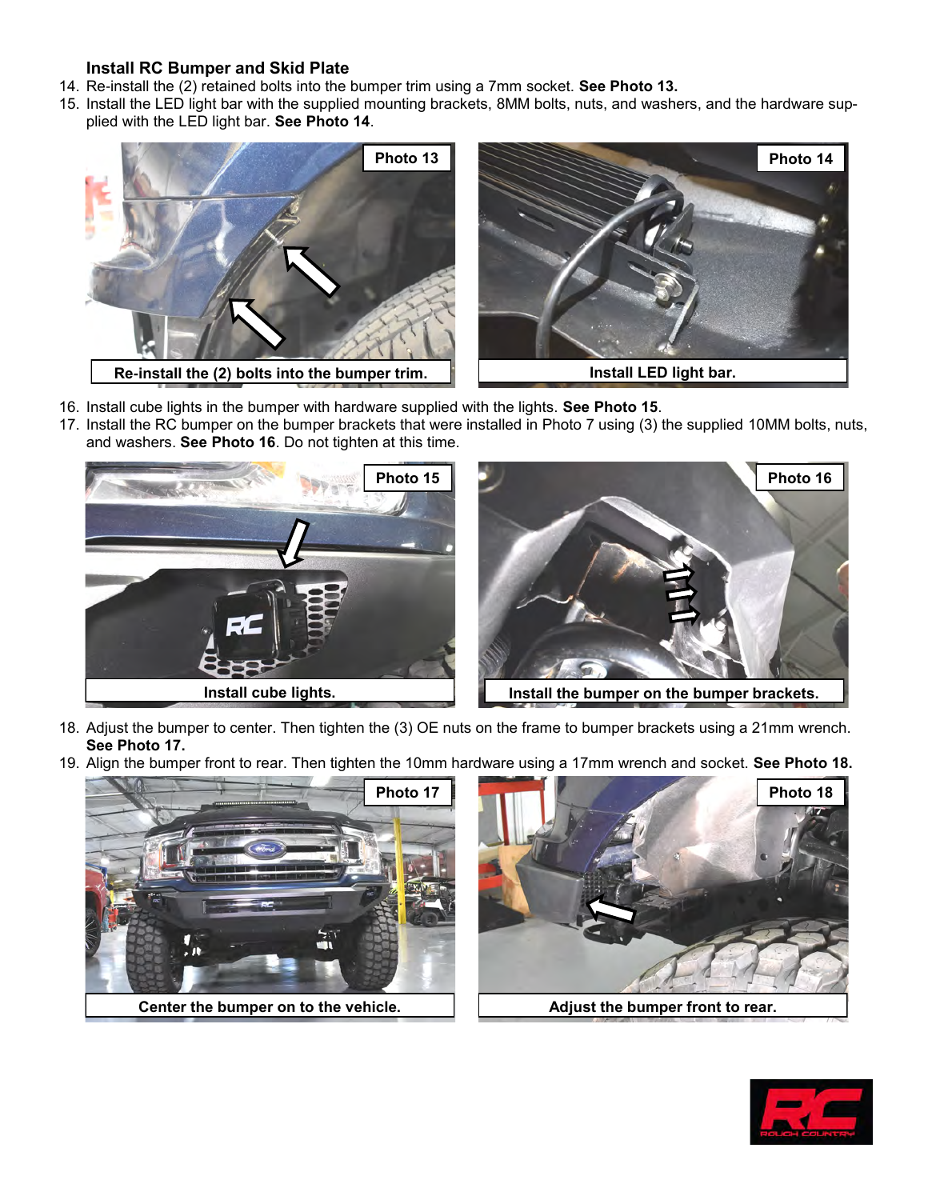### Install RC Bumper and Skid Plate

14. Re-install the (2) retained bolts into the bumper trim using a 7mm socket. **See Photo 13.**
15. Install the LED light bar with the supplied mounting brackets, 8MM bolts, nuts, and washers, and the hardware supplied with the LED light bar. **See Photo 14**.

Photo 13

Re-install the (2) bolts into the bumper trim.

Photo 14

Install LED light bar.

16. Install cube lights in the bumper with hardware supplied with the lights. **See Photo 15**.
17. Install the RC bumper on the bumper brackets that were installed in Photo 7 using (3) the supplied 10MM bolts, nuts, and washers. **See Photo 16**. Do not tighten at this time.

Photo 15

Install cube lights.

Photo 16

Install the bumper on the bumper brackets.

18. Adjust the bumper to center. Then tighten the (3) OE nuts on the frame to bumper brackets using a 21mm wrench. **See Photo 17.**
19. Align the bumper front to rear. Then tighten the 10mm hardware using a 17mm wrench and socket. **See Photo 18.**

Photo 17

Center the bumper on to the vehicle.

Photo 18

Adjust the bumper front to rear.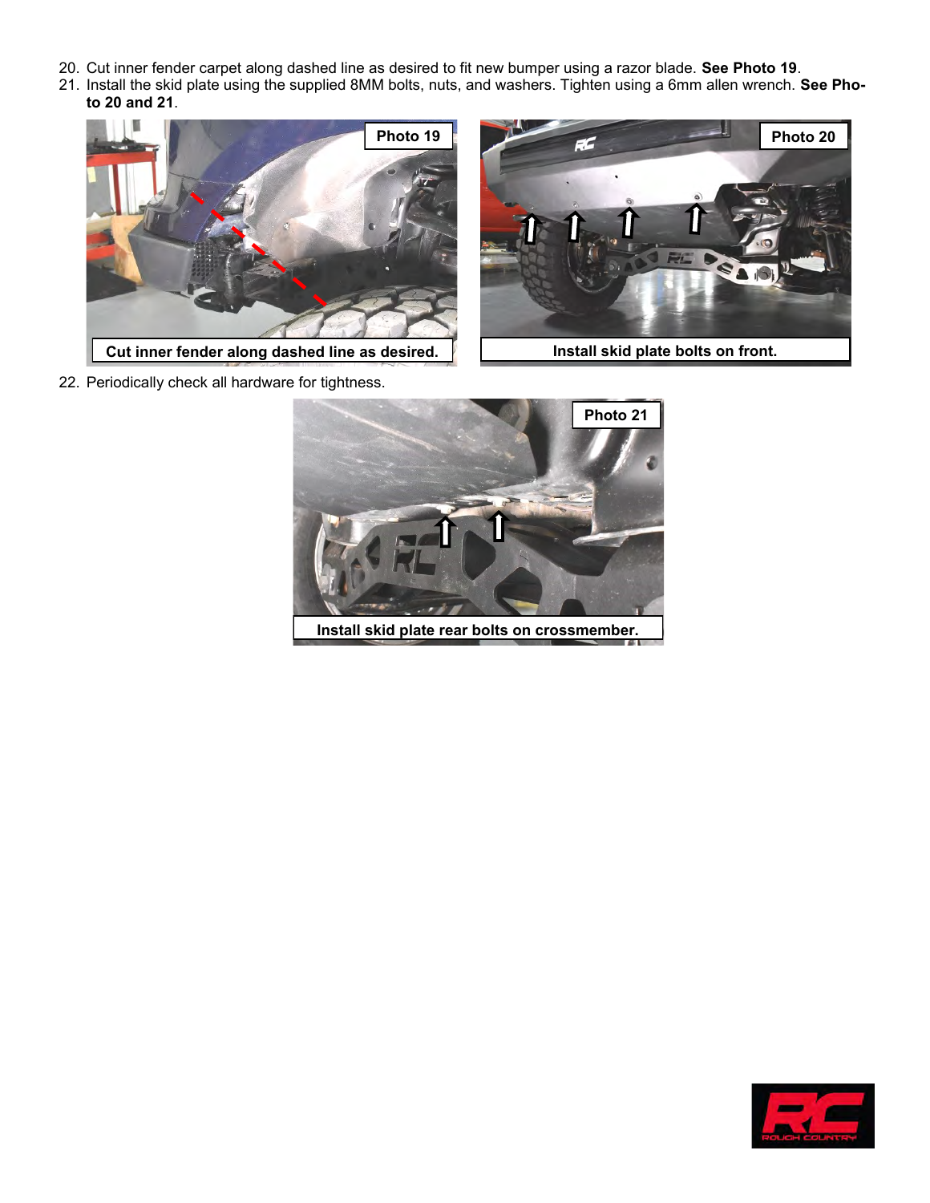20. Cut inner fender carpet along dashed line as desired to fit new bumper using a razor blade. **See Photo 19**.
21. Install the skid plate using the supplied 8MM bolts, nuts, and washers. Tighten using a 6mm allen wrench. **See Photo 20 and 21**.

Photo 19

Cut inner fender along dashed line as desired.

Photo 20

Install skid plate bolts on front.

22. Periodically check all hardware for tightness.

Photo 21

Install skid plate rear bolts on crossmember.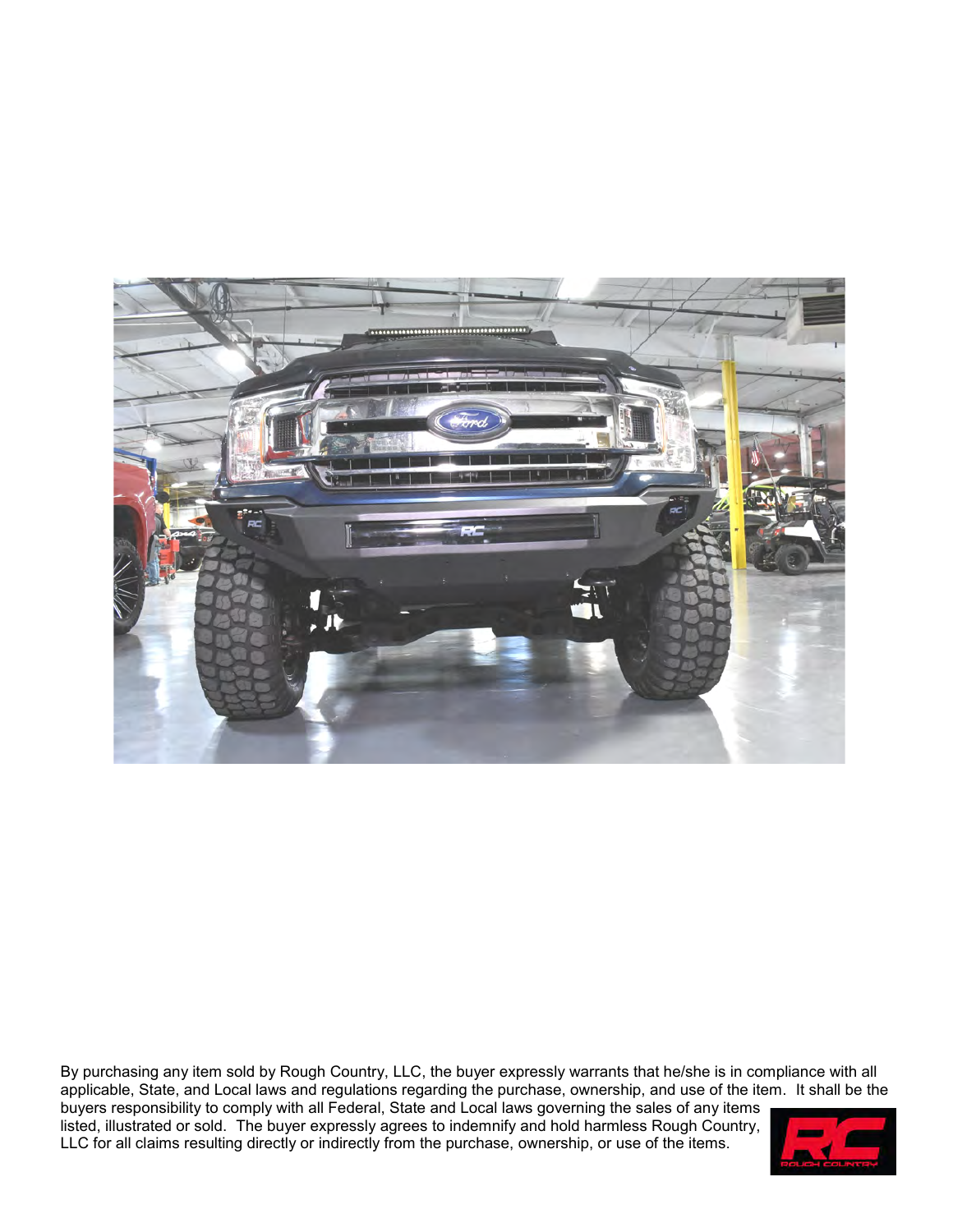By purchasing any item sold by Rough Country, LLC, the buyer expressly warrants that he/she is in compliance with all applicable, State, and Local laws and regulations regarding the purchase, ownership, and use of the item. It shall be the buyers responsibility to comply with all Federal, State and Local laws governing the sales of any items listed, illustrated or sold. The buyer expressly agrees to indemnify and hold harmless Rough Country, LLC for all claims resulting directly or indirectly from the purchase, ownership, or use of the items.